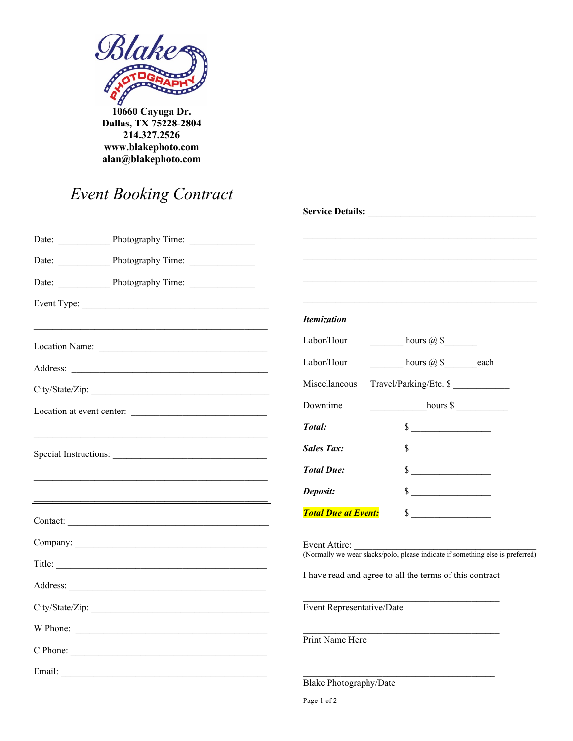**Blake PHOTOGRAPHY**

**10660 Cayuga Dr.**
**Dallas, TX 75228-2804**
**214.327.2526**
**www.blakephoto.com**
**alan@blakephoto.com**

# *Event Booking Contract*

Date: ___________ Photography Time: ______________

Date: ___________ Photography Time: ______________

Date: ___________ Photography Time: ______________

Event Type: ____________________________________________

__________________________________________________

Location Name: ____________________________________

Address: _______________________________________________

City/State/Zip: ____________________________________

Location at event center: _____________________________

__________________________________________________

Special Instructions: _________________________________

__________________________________________________

__________________________________________________

---

Contact: ______________________________________________

Company: _____________________________________________

Title: _________________________________________________

Address: ______________________________________________

City/State/Zip: _________________________________________

W Phone: ______________________________________________

C Phone: ______________________________________________

Email: ________________________________________________

**Service Details:** ____________________________________

__________________________________________________

__________________________________________________

__________________________________________________

__________________________________________________

***Itemization***

| | |
|---|---|
| Labor/Hour | _______ hours @ $_______ |
| Labor/Hour | _______ hours @ $_______each |
| Miscellaneous | Travel/Parking/Etc. $ ____________ |
| Downtime | ____________hours $ ___________ |
| ***Total:*** | $ _________________ |
| ***Sales Tax:*** | $ _________________ |
| ***Total Due:*** | $ _________________ |
| ***Deposit:*** | $ _________________ |
| ***Total Due at Event:*** | $ _________________ |

Event Attire: __________________________________________
(Normally we wear slacks/polo, please indicate if something else is preferred)

I have read and agree to all the terms of this contract

_____________________________________________
Event Representative/Date

_____________________________________________
Print Name Here

_____________________________________________
Blake Photography/Date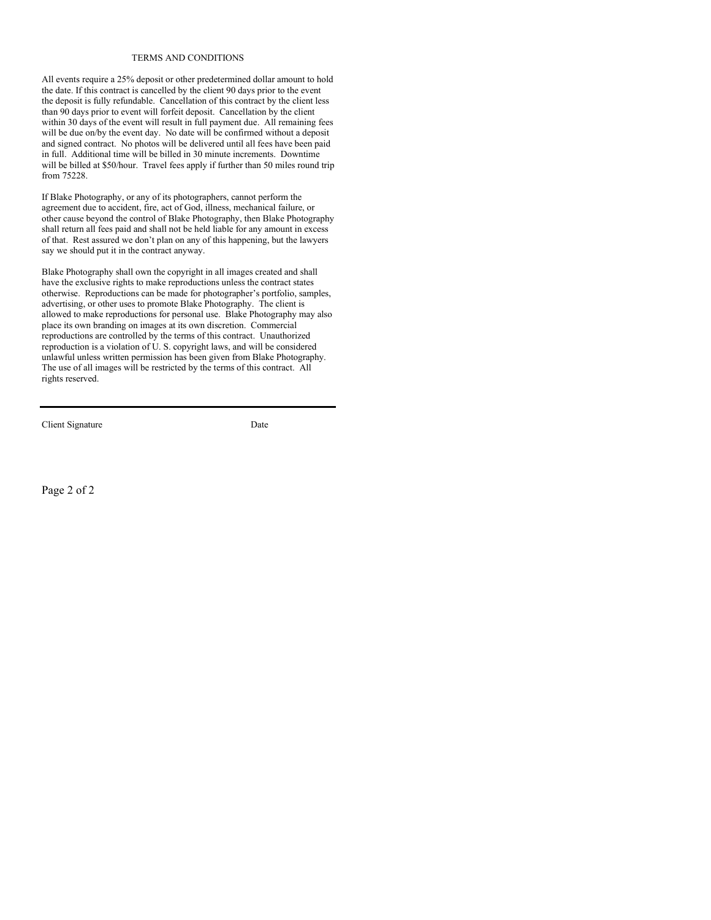## TERMS AND CONDITIONS

All events require a 25% deposit or other predetermined dollar amount to hold the date. If this contract is cancelled by the client 90 days prior to the event the deposit is fully refundable. Cancellation of this contract by the client less than 90 days prior to event will forfeit deposit. Cancellation by the client within 30 days of the event will result in full payment due. All remaining fees will be due on/by the event day. No date will be confirmed without a deposit and signed contract. No photos will be delivered until all fees have been paid in full. Additional time will be billed in 30 minute increments. Downtime will be billed at $50/hour. Travel fees apply if further than 50 miles round trip from 75228.

If Blake Photography, or any of its photographers, cannot perform the agreement due to accident, fire, act of God, illness, mechanical failure, or other cause beyond the control of Blake Photography, then Blake Photography shall return all fees paid and shall not be held liable for any amount in excess of that. Rest assured we don't plan on any of this happening, but the lawyers say we should put it in the contract anyway.

Blake Photography shall own the copyright in all images created and shall have the exclusive rights to make reproductions unless the contract states otherwise. Reproductions can be made for photographer's portfolio, samples, advertising, or other uses to promote Blake Photography. The client is allowed to make reproductions for personal use. Blake Photography may also place its own branding on images at its own discretion. Commercial reproductions are controlled by the terms of this contract. Unauthorized reproduction is a violation of U. S. copyright laws, and will be considered unlawful unless written permission has been given from Blake Photography. The use of all images will be restricted by the terms of this contract. All rights reserved.

---

Client Signature                                        Date